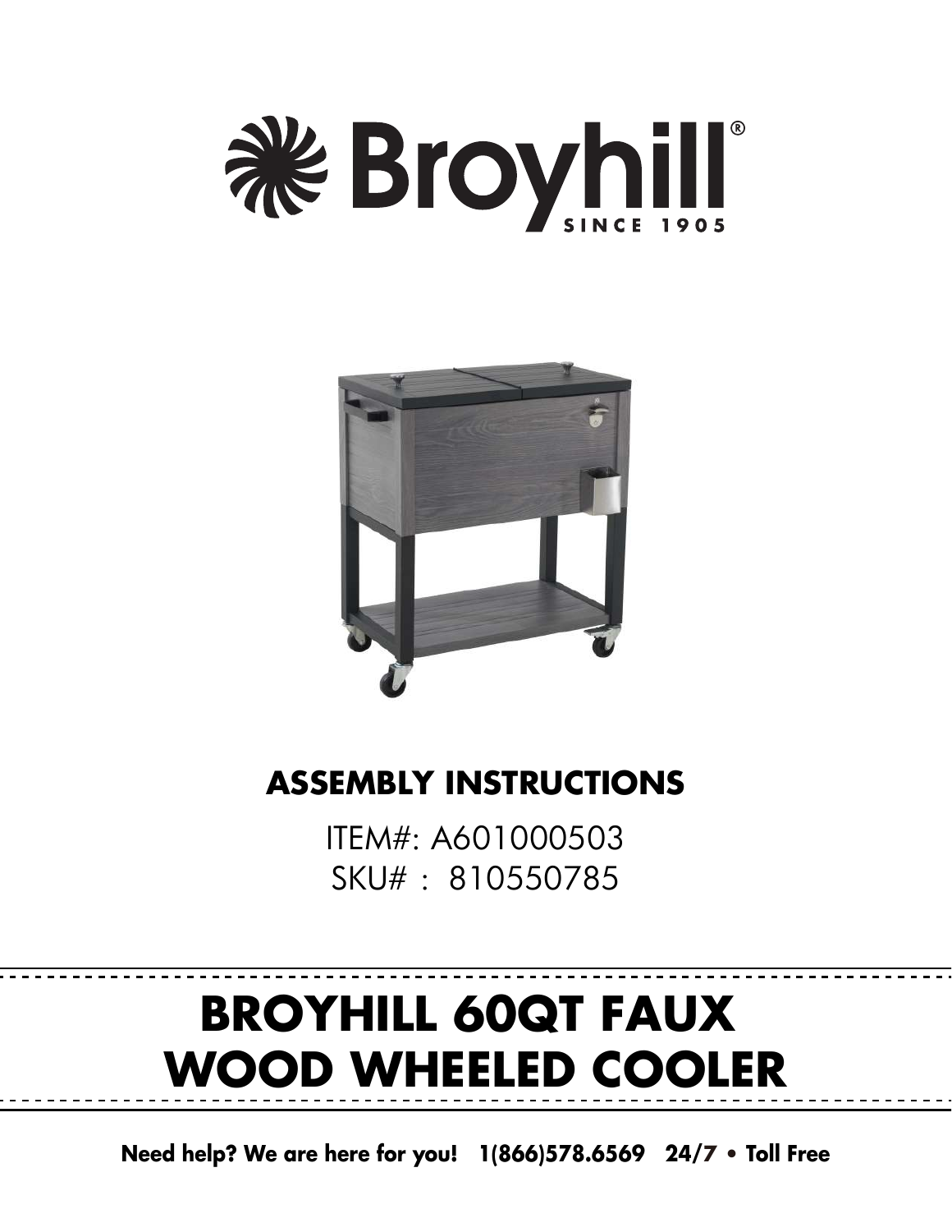Broyhill®
SINCE 1905

## ASSEMBLY INSTRUCTIONS

ITEM#: A601000503
SKU# : 810550785

# BROYHILL 60QT FAUX WOOD WHEELED COOLER

**Need help? We are here for you! 1(866)578.6569 24/7 • Toll Free**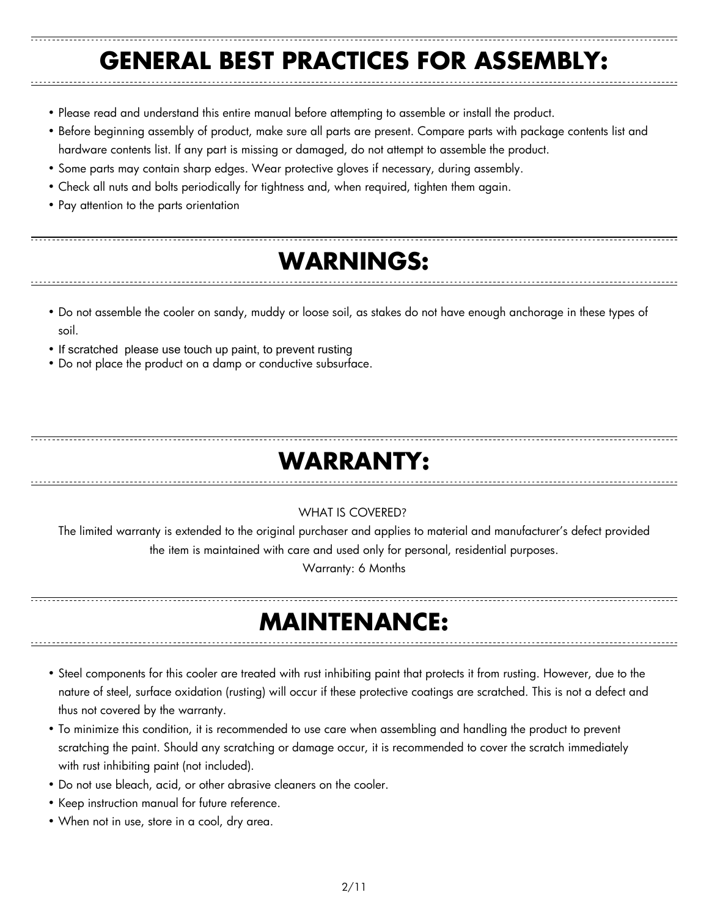## GENERAL BEST PRACTICES FOR ASSEMBLY:

- Please read and understand this entire manual before attempting to assemble or install the product.
- Before beginning assembly of product, make sure all parts are present. Compare parts with package contents list and hardware contents list. If any part is missing or damaged, do not attempt to assemble the product.
- Some parts may contain sharp edges. Wear protective gloves if necessary, during assembly.
- Check all nuts and bolts periodically for tightness and, when required, tighten them again.
- Pay attention to the parts orientation

## WARNINGS:

- Do not assemble the cooler on sandy, muddy or loose soil, as stakes do not have enough anchorage in these types of soil.
- If scratched please use touch up paint, to prevent rusting
- Do not place the product on a damp or conductive subsurface.

## WARRANTY:

WHAT IS COVERED?

The limited warranty is extended to the original purchaser and applies to material and manufacturer's defect provided the item is maintained with care and used only for personal, residential purposes.

Warranty: 6 Months

## MAINTENANCE:

- Steel components for this cooler are treated with rust inhibiting paint that protects it from rusting. However, due to the nature of steel, surface oxidation (rusting) will occur if these protective coatings are scratched. This is not a defect and thus not covered by the warranty.
- To minimize this condition, it is recommended to use care when assembling and handling the product to prevent scratching the paint. Should any scratching or damage occur, it is recommended to cover the scratch immediately with rust inhibiting paint (not included).
- Do not use bleach, acid, or other abrasive cleaners on the cooler.
- Keep instruction manual for future reference.
- When not in use, store in a cool, dry area.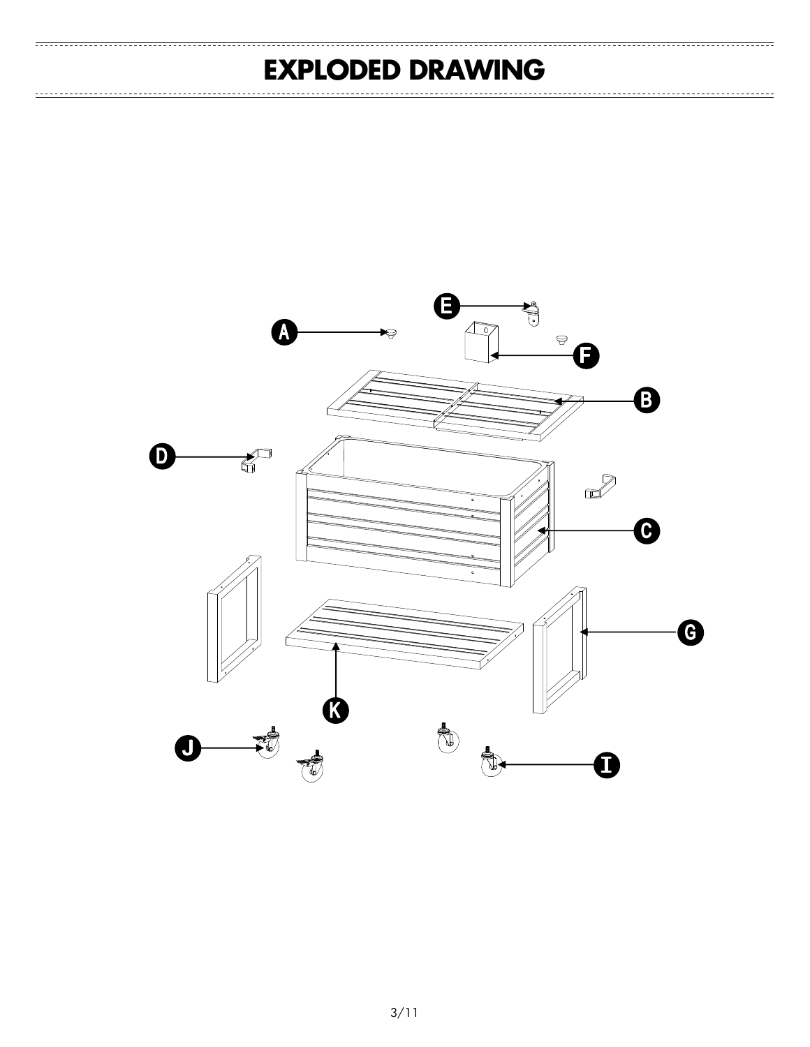# EXPLODED DRAWING

A

E

F

B

D

C

G

K

J

I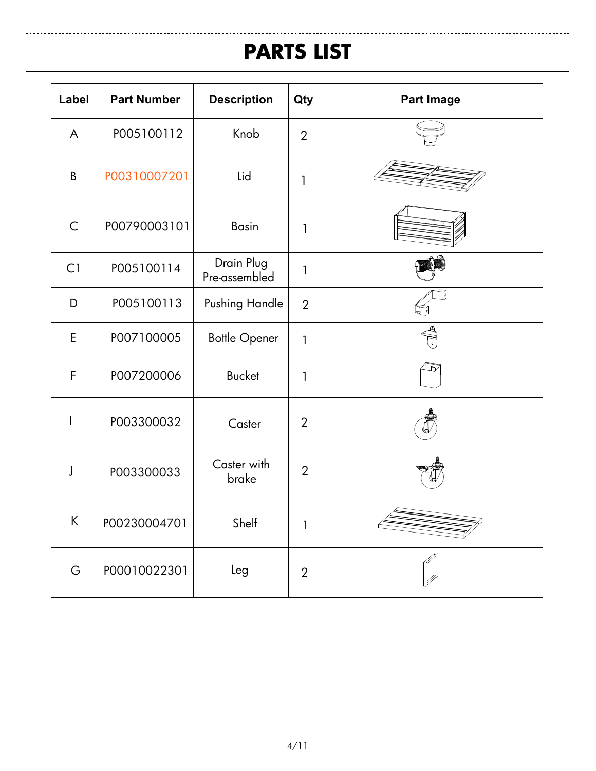# PARTS LIST

| Label | Part Number | Description | Qty | Part Image |
|---|---|---|---|---|
| A | P005100112 | Knob | 2 | |
| B | P00310007201 | Lid | 1 | |
| C | P00790003101 | Basin | 1 | |
| C1 | P005100114 | Drain Plug Pre-assembled | 1 | |
| D | P005100113 | Pushing Handle | 2 | |
| E | P007100005 | Bottle Opener | 1 | |
| F | P007200006 | Bucket | 1 | |
| I | P003300032 | Caster | 2 | |
| J | P003300033 | Caster with brake | 2 | |
| K | P00230004701 | Shelf | 1 | |
| G | P00010022301 | Leg | 2 | |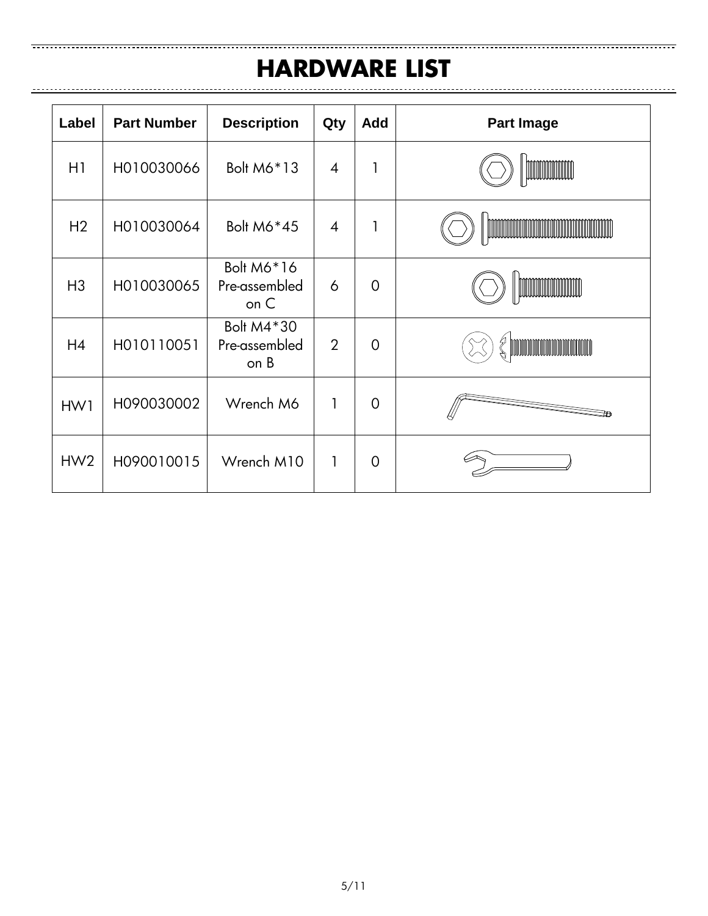# HARDWARE LIST

| Label | Part Number | Description | Qty | Add | Part Image |
|---|---|---|---|---|---|
| H1 | H010030066 | Bolt M6*13 | 4 | 1 | |
| H2 | H010030064 | Bolt M6*45 | 4 | 1 | |
| H3 | H010030065 | Bolt M6*16 Pre-assembled on C | 6 | 0 | |
| H4 | H010110051 | Bolt M4*30 Pre-assembled on B | 2 | 0 | |
| HW1 | H090030002 | Wrench M6 | 1 | 0 | |
| HW2 | H090010015 | Wrench M10 | 1 | 0 | |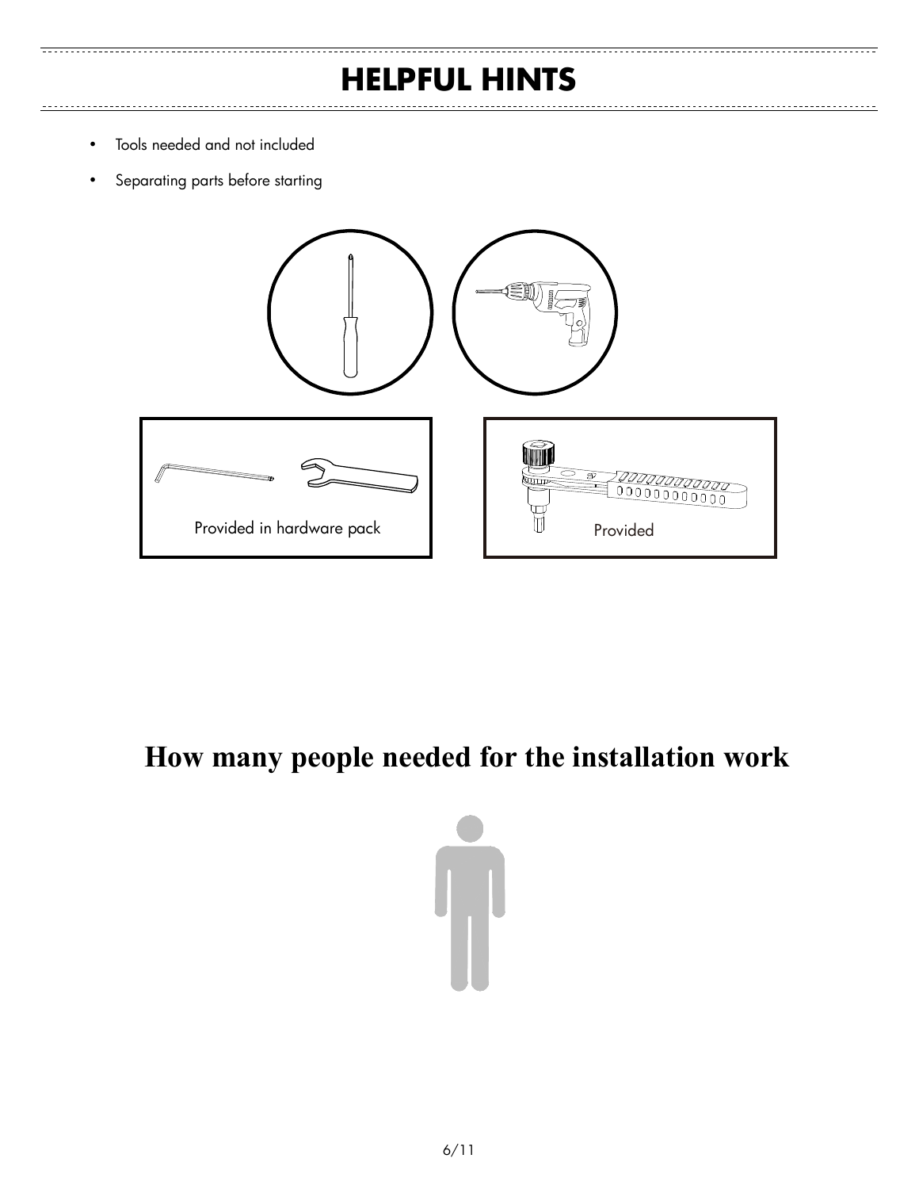# HELPFUL HINTS

- Tools needed and not included
- Separating parts before starting

Provided in hardware pack

Provided

## How many people needed for the installation work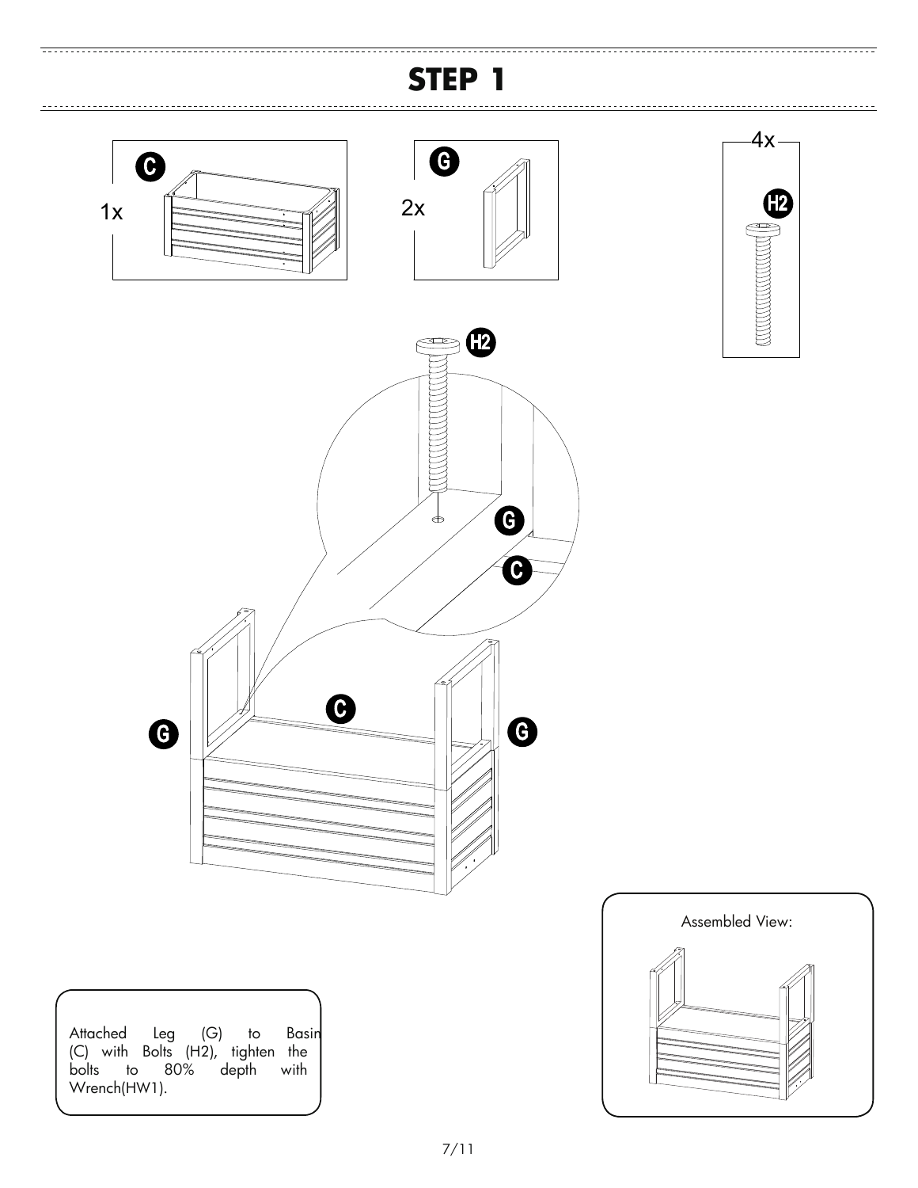# STEP 1

C 1x

G 2x

H2 4x

Attached Leg (G) to Basin (C) with Bolts (H2), tighten the bolts to 80% depth with Wrench(HW1).

Assembled View: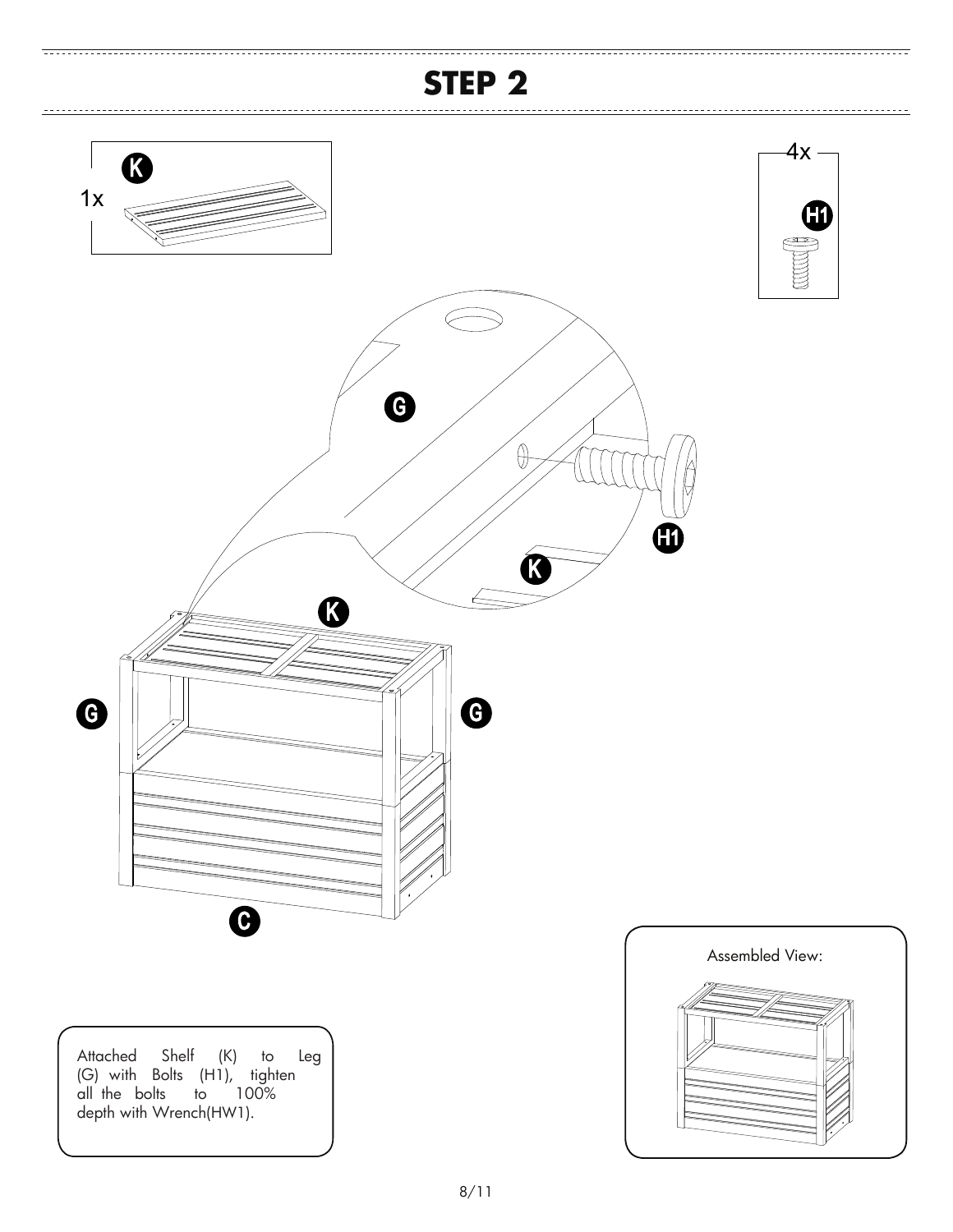# STEP 2

K

1x

4x

H1

G

H1

K

K

G

G

C

Assembled View:

Attached Shelf (K) to Leg (G) with Bolts (H1), tighten all the bolts to 100% depth with Wrench(HW1).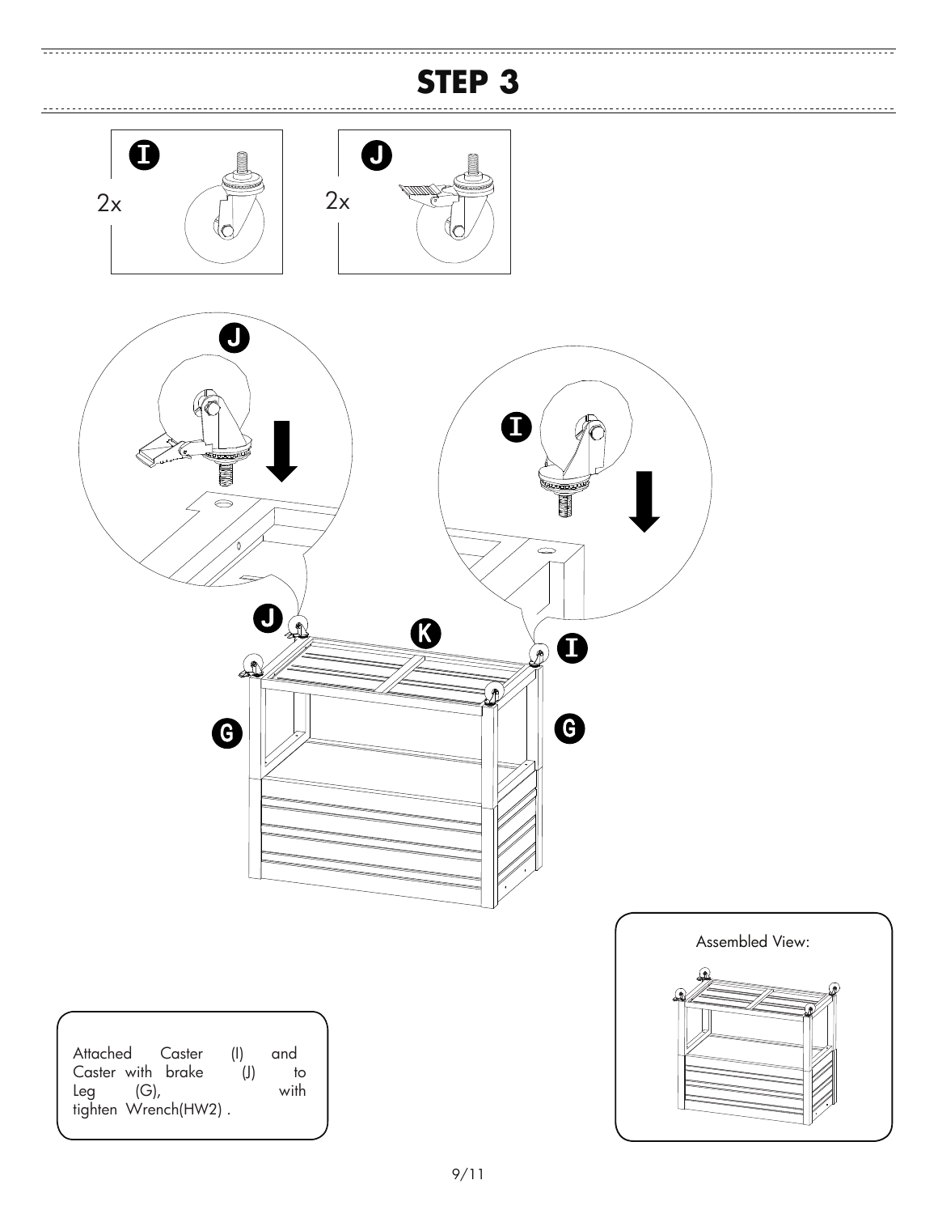# STEP 3

I

2x

J

2x

J

I

J

K

I

G

G

Assembled View:

Attached Caster (I) and Caster with brake (J) to Leg (G), with tighten Wrench(HW2) .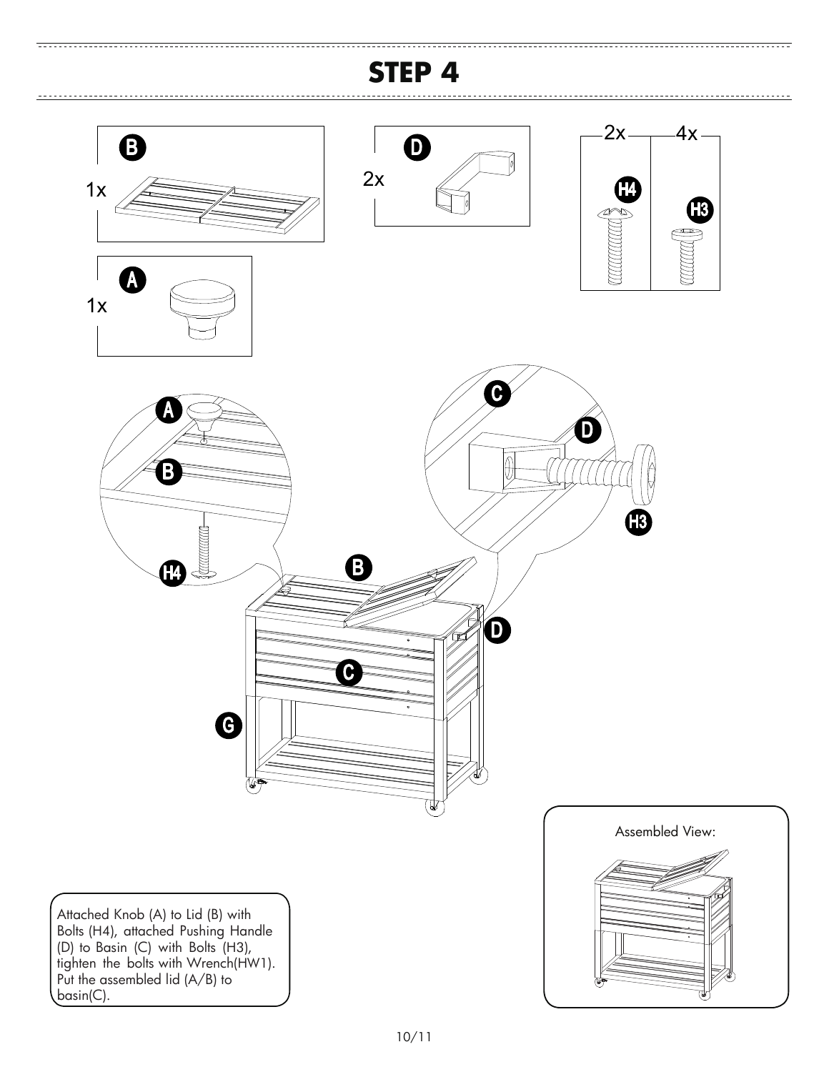# STEP 4

Attached Knob (A) to Lid (B) with Bolts (H4), attached Pushing Handle (D) to Basin (C) with Bolts (H3), tighten the bolts with Wrench(HW1). Put the assembled lid (A/B) to basin(C).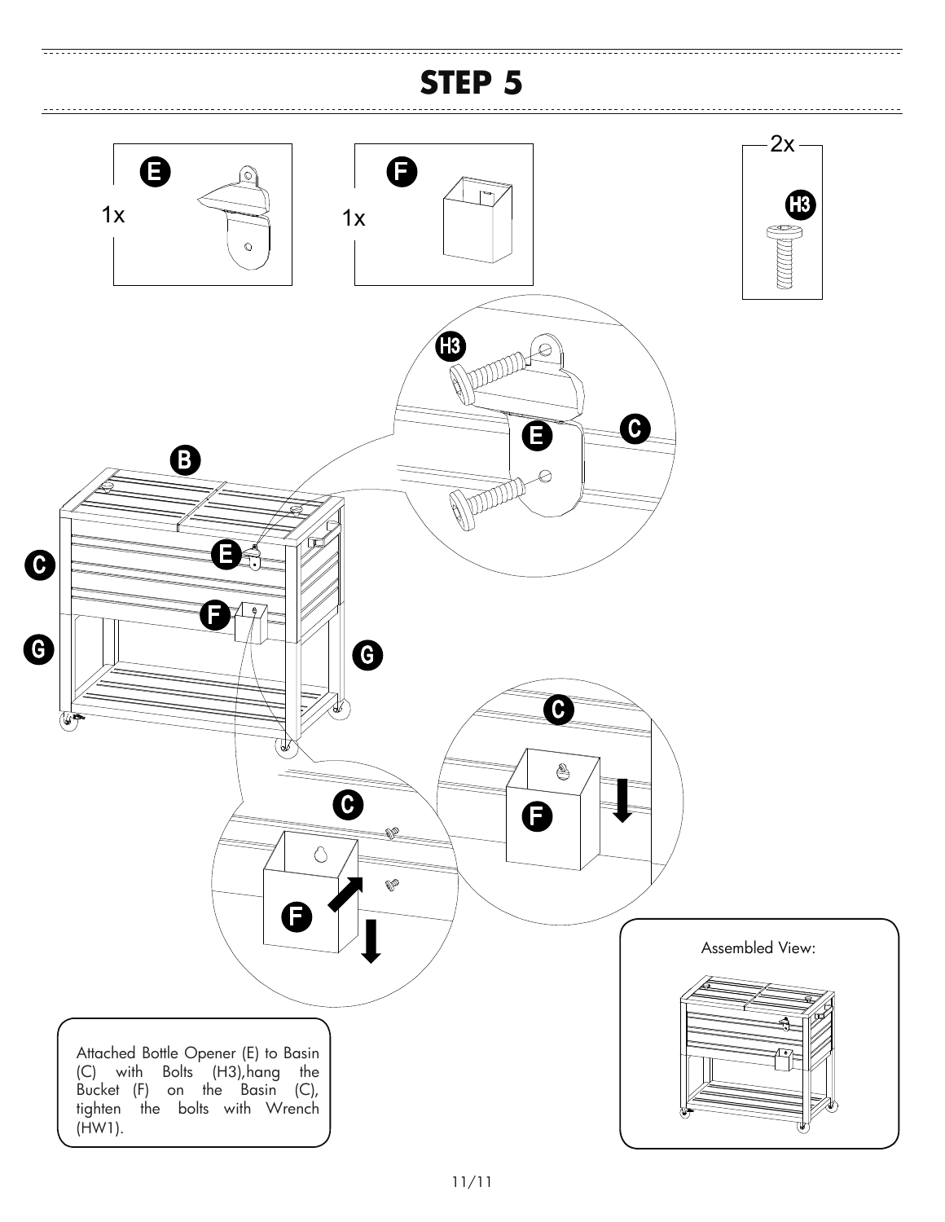# STEP 5

E 1x

F 1x

2x H3

Attached Bottle Opener (E) to Basin (C) with Bolts (H3),hang the Bucket (F) on the Basin (C), tighten the bolts with Wrench (HW1).

Assembled View: